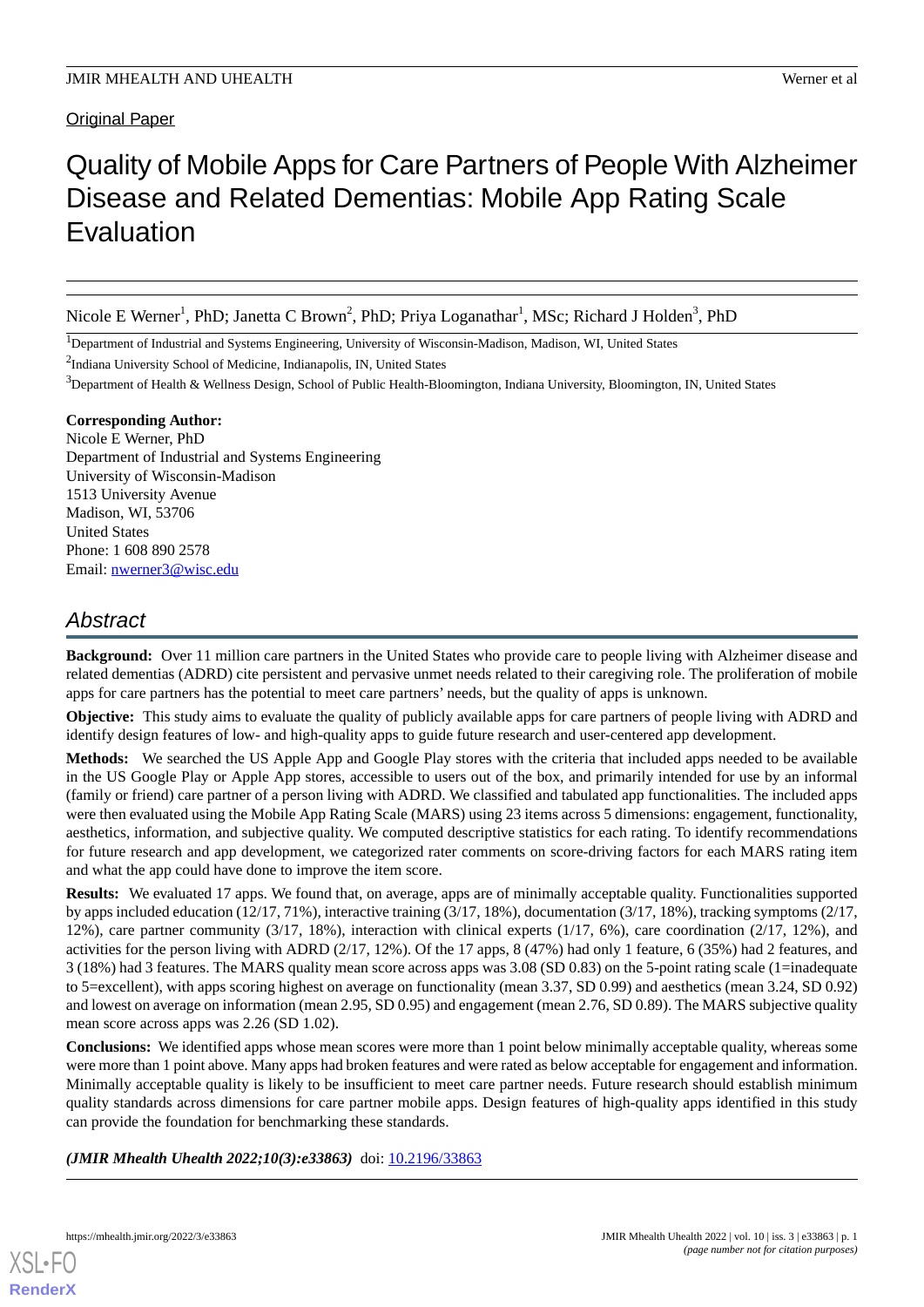Original Paper

# Quality of Mobile Apps for Care Partners of People With Alzheimer Disease and Related Dementias: Mobile App Rating Scale Evaluation

Nicole E Werner[1], PhD; Janetta C Brown[2], PhD; Priya Loganathar[1], MSc; Richard J Holden[3], PhD

[1]Department of Industrial and Systems Engineering, University of Wisconsin-Madison, Madison, WI, United States

[2]Indiana University School of Medicine, Indianapolis, IN, United States

[3]Department of Health & Wellness Design, School of Public Health-Bloomington, Indiana University, Bloomington, IN, United States

**Corresponding Author:**
Nicole E Werner, PhD
Department of Industrial and Systems Engineering
University of Wisconsin-Madison
1513 University Avenue
Madison, WI, 53706
United States
Phone: 1 608 890 2578
Email: nwerner3@wisc.edu

## Abstract

**Background:** Over 11 million care partners in the United States who provide care to people living with Alzheimer disease and related dementias (ADRD) cite persistent and pervasive unmet needs related to their caregiving role. The proliferation of mobile apps for care partners has the potential to meet care partners' needs, but the quality of apps is unknown.

**Objective:** This study aims to evaluate the quality of publicly available apps for care partners of people living with ADRD and identify design features of low- and high-quality apps to guide future research and user-centered app development.

**Methods:** We searched the US Apple App and Google Play stores with the criteria that included apps needed to be available in the US Google Play or Apple App stores, accessible to users out of the box, and primarily intended for use by an informal (family or friend) care partner of a person living with ADRD. We classified and tabulated app functionalities. The included apps were then evaluated using the Mobile App Rating Scale (MARS) using 23 items across 5 dimensions: engagement, functionality, aesthetics, information, and subjective quality. We computed descriptive statistics for each rating. To identify recommendations for future research and app development, we categorized rater comments on score-driving factors for each MARS rating item and what the app could have done to improve the item score.

**Results:** We evaluated 17 apps. We found that, on average, apps are of minimally acceptable quality. Functionalities supported by apps included education (12/17, 71%), interactive training (3/17, 18%), documentation (3/17, 18%), tracking symptoms (2/17, 12%), care partner community (3/17, 18%), interaction with clinical experts (1/17, 6%), care coordination (2/17, 12%), and activities for the person living with ADRD (2/17, 12%). Of the 17 apps, 8 (47%) had only 1 feature, 6 (35%) had 2 features, and 3 (18%) had 3 features. The MARS quality mean score across apps was 3.08 (SD 0.83) on the 5-point rating scale (1=inadequate to 5=excellent), with apps scoring highest on average on functionality (mean 3.37, SD 0.99) and aesthetics (mean 3.24, SD 0.92) and lowest on average on information (mean 2.95, SD 0.95) and engagement (mean 2.76, SD 0.89). The MARS subjective quality mean score across apps was 2.26 (SD 1.02).

**Conclusions:** We identified apps whose mean scores were more than 1 point below minimally acceptable quality, whereas some were more than 1 point above. Many apps had broken features and were rated as below acceptable for engagement and information. Minimally acceptable quality is likely to be insufficient to meet care partner needs. Future research should establish minimum quality standards across dimensions for care partner mobile apps. Design features of high-quality apps identified in this study can provide the foundation for benchmarking these standards.

***(JMIR Mhealth Uhealth 2022;10(3):e33863)*** doi: 10.2196/33863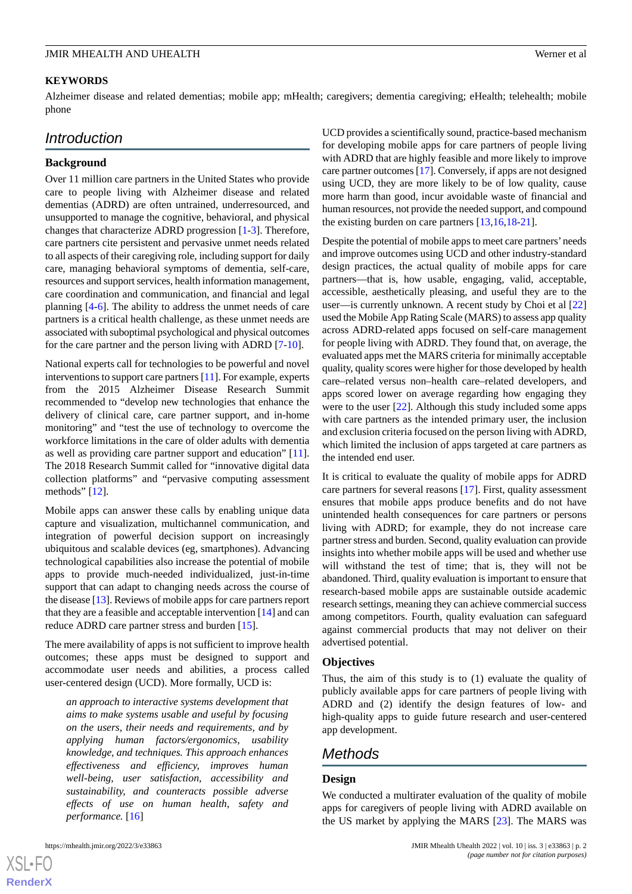**KEYWORDS**

Alzheimer disease and related dementias; mobile app; mHealth; caregivers; dementia caregiving; eHealth; telehealth; mobile phone

## Introduction

### Background

Over 11 million care partners in the United States who provide care to people living with Alzheimer disease and related dementias (ADRD) are often untrained, underresourced, and unsupported to manage the cognitive, behavioral, and physical changes that characterize ADRD progression [1-3]. Therefore, care partners cite persistent and pervasive unmet needs related to all aspects of their caregiving role, including support for daily care, managing behavioral symptoms of dementia, self-care, resources and support services, health information management, care coordination and communication, and financial and legal planning [4-6]. The ability to address the unmet needs of care partners is a critical health challenge, as these unmet needs are associated with suboptimal psychological and physical outcomes for the care partner and the person living with ADRD [7-10].

National experts call for technologies to be powerful and novel interventions to support care partners [11]. For example, experts from the 2015 Alzheimer Disease Research Summit recommended to "develop new technologies that enhance the delivery of clinical care, care partner support, and in-home monitoring" and "test the use of technology to overcome the workforce limitations in the care of older adults with dementia as well as providing care partner support and education" [11]. The 2018 Research Summit called for "innovative digital data collection platforms" and "pervasive computing assessment methods" [12].

Mobile apps can answer these calls by enabling unique data capture and visualization, multichannel communication, and integration of powerful decision support on increasingly ubiquitous and scalable devices (eg, smartphones). Advancing technological capabilities also increase the potential of mobile apps to provide much-needed individualized, just-in-time support that can adapt to changing needs across the course of the disease [13]. Reviews of mobile apps for care partners report that they are a feasible and acceptable intervention [14] and can reduce ADRD care partner stress and burden [15].

The mere availability of apps is not sufficient to improve health outcomes; these apps must be designed to support and accommodate user needs and abilities, a process called user-centered design (UCD). More formally, UCD is:

> *an approach to interactive systems development that aims to make systems usable and useful by focusing on the users, their needs and requirements, and by applying human factors/ergonomics, usability knowledge, and techniques. This approach enhances effectiveness and efficiency, improves human well-being, user satisfaction, accessibility and sustainability, and counteracts possible adverse effects of use on human health, safety and performance.* [16]

UCD provides a scientifically sound, practice-based mechanism for developing mobile apps for care partners of people living with ADRD that are highly feasible and more likely to improve care partner outcomes [17]. Conversely, if apps are not designed using UCD, they are more likely to be of low quality, cause more harm than good, incur avoidable waste of financial and human resources, not provide the needed support, and compound the existing burden on care partners [13,16,18-21].

Despite the potential of mobile apps to meet care partners' needs and improve outcomes using UCD and other industry-standard design practices, the actual quality of mobile apps for care partners—that is, how usable, engaging, valid, acceptable, accessible, aesthetically pleasing, and useful they are to the user—is currently unknown. A recent study by Choi et al [22] used the Mobile App Rating Scale (MARS) to assess app quality across ADRD-related apps focused on self-care management for people living with ADRD. They found that, on average, the evaluated apps met the MARS criteria for minimally acceptable quality, quality scores were higher for those developed by health care–related versus non–health care–related developers, and apps scored lower on average regarding how engaging they were to the user [22]. Although this study included some apps with care partners as the intended primary user, the inclusion and exclusion criteria focused on the person living with ADRD, which limited the inclusion of apps targeted at care partners as the intended end user.

It is critical to evaluate the quality of mobile apps for ADRD care partners for several reasons [17]. First, quality assessment ensures that mobile apps produce benefits and do not have unintended health consequences for care partners or persons living with ADRD; for example, they do not increase care partner stress and burden. Second, quality evaluation can provide insights into whether mobile apps will be used and whether use will withstand the test of time; that is, they will not be abandoned. Third, quality evaluation is important to ensure that research-based mobile apps are sustainable outside academic research settings, meaning they can achieve commercial success among competitors. Fourth, quality evaluation can safeguard against commercial products that may not deliver on their advertised potential.

### Objectives

Thus, the aim of this study is to (1) evaluate the quality of publicly available apps for care partners of people living with ADRD and (2) identify the design features of low- and high-quality apps to guide future research and user-centered app development.

## Methods

### Design

We conducted a multirater evaluation of the quality of mobile apps for caregivers of people living with ADRD available on the US market by applying the MARS [23]. The MARS was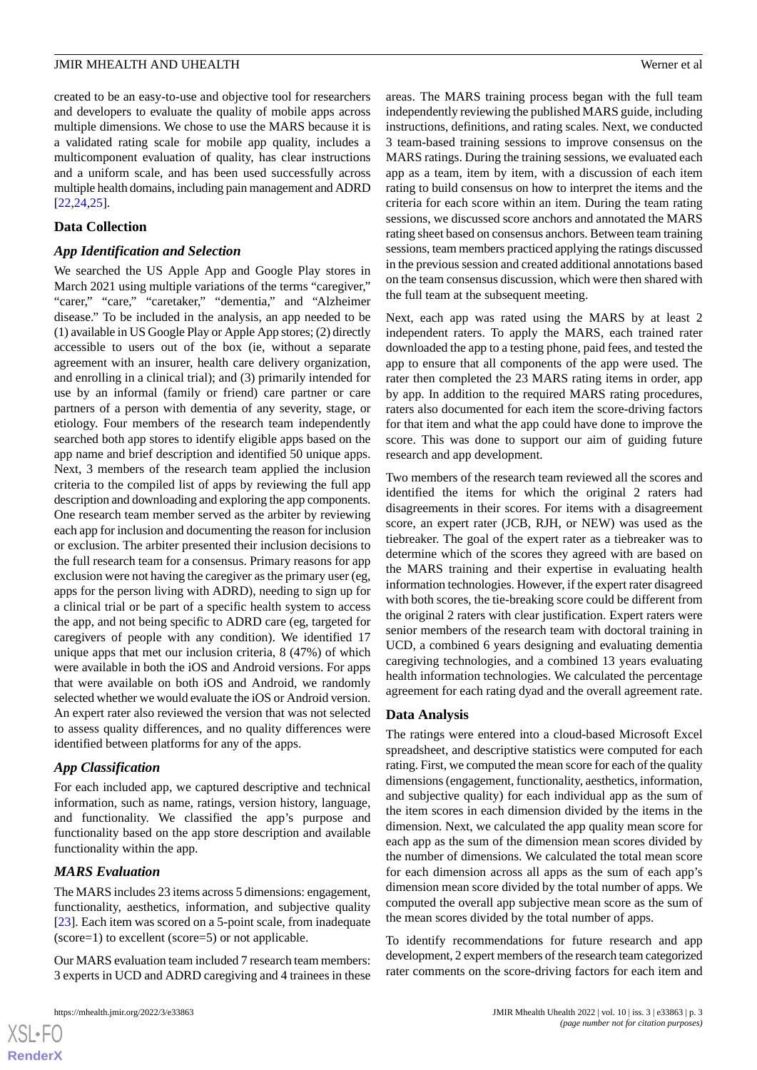created to be an easy-to-use and objective tool for researchers and developers to evaluate the quality of mobile apps across multiple dimensions. We chose to use the MARS because it is a validated rating scale for mobile app quality, includes a multicomponent evaluation of quality, has clear instructions and a uniform scale, and has been used successfully across multiple health domains, including pain management and ADRD [22,24,25].

## Data Collection

### App Identification and Selection

We searched the US Apple App and Google Play stores in March 2021 using multiple variations of the terms "caregiver," "carer," "care," "caretaker," "dementia," and "Alzheimer disease." To be included in the analysis, an app needed to be (1) available in US Google Play or Apple App stores; (2) directly accessible to users out of the box (ie, without a separate agreement with an insurer, health care delivery organization, and enrolling in a clinical trial); and (3) primarily intended for use by an informal (family or friend) care partner or care partners of a person with dementia of any severity, stage, or etiology. Four members of the research team independently searched both app stores to identify eligible apps based on the app name and brief description and identified 50 unique apps. Next, 3 members of the research team applied the inclusion criteria to the compiled list of apps by reviewing the full app description and downloading and exploring the app components. One research team member served as the arbiter by reviewing each app for inclusion and documenting the reason for inclusion or exclusion. The arbiter presented their inclusion decisions to the full research team for a consensus. Primary reasons for app exclusion were not having the caregiver as the primary user (eg, apps for the person living with ADRD), needing to sign up for a clinical trial or be part of a specific health system to access the app, and not being specific to ADRD care (eg, targeted for caregivers of people with any condition). We identified 17 unique apps that met our inclusion criteria, 8 (47%) of which were available in both the iOS and Android versions. For apps that were available on both iOS and Android, we randomly selected whether we would evaluate the iOS or Android version. An expert rater also reviewed the version that was not selected to assess quality differences, and no quality differences were identified between platforms for any of the apps.

### App Classification

For each included app, we captured descriptive and technical information, such as name, ratings, version history, language, and functionality. We classified the app's purpose and functionality based on the app store description and available functionality within the app.

### MARS Evaluation

The MARS includes 23 items across 5 dimensions: engagement, functionality, aesthetics, information, and subjective quality [23]. Each item was scored on a 5-point scale, from inadequate (score=1) to excellent (score=5) or not applicable.

Our MARS evaluation team included 7 research team members: 3 experts in UCD and ADRD caregiving and 4 trainees in these areas. The MARS training process began with the full team independently reviewing the published MARS guide, including instructions, definitions, and rating scales. Next, we conducted 3 team-based training sessions to improve consensus on the MARS ratings. During the training sessions, we evaluated each app as a team, item by item, with a discussion of each item rating to build consensus on how to interpret the items and the criteria for each score within an item. During the team rating sessions, we discussed score anchors and annotated the MARS rating sheet based on consensus anchors. Between team training sessions, team members practiced applying the ratings discussed in the previous session and created additional annotations based on the team consensus discussion, which were then shared with the full team at the subsequent meeting.

Next, each app was rated using the MARS by at least 2 independent raters. To apply the MARS, each trained rater downloaded the app to a testing phone, paid fees, and tested the app to ensure that all components of the app were used. The rater then completed the 23 MARS rating items in order, app by app. In addition to the required MARS rating procedures, raters also documented for each item the score-driving factors for that item and what the app could have done to improve the score. This was done to support our aim of guiding future research and app development.

Two members of the research team reviewed all the scores and identified the items for which the original 2 raters had disagreements in their scores. For items with a disagreement score, an expert rater (JCB, RJH, or NEW) was used as the tiebreaker. The goal of the expert rater as a tiebreaker was to determine which of the scores they agreed with are based on the MARS training and their expertise in evaluating health information technologies. However, if the expert rater disagreed with both scores, the tie-breaking score could be different from the original 2 raters with clear justification. Expert raters were senior members of the research team with doctoral training in UCD, a combined 6 years designing and evaluating dementia caregiving technologies, and a combined 13 years evaluating health information technologies. We calculated the percentage agreement for each rating dyad and the overall agreement rate.

## Data Analysis

The ratings were entered into a cloud-based Microsoft Excel spreadsheet, and descriptive statistics were computed for each rating. First, we computed the mean score for each of the quality dimensions (engagement, functionality, aesthetics, information, and subjective quality) for each individual app as the sum of the item scores in each dimension divided by the items in the dimension. Next, we calculated the app quality mean score for each app as the sum of the dimension mean scores divided by the number of dimensions. We calculated the total mean score for each dimension across all apps as the sum of each app's dimension mean score divided by the total number of apps. We computed the overall app subjective mean score as the sum of the mean scores divided by the total number of apps.

To identify recommendations for future research and app development, 2 expert members of the research team categorized rater comments on the score-driving factors for each item and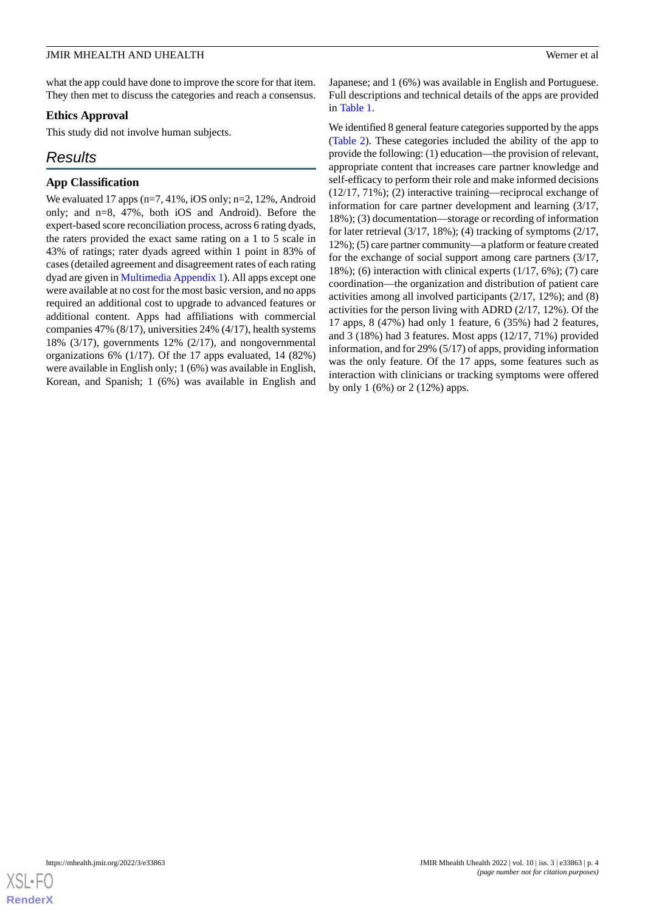what the app could have done to improve the score for that item. They then met to discuss the categories and reach a consensus.

### Ethics Approval

This study did not involve human subjects.

## Results

### App Classification

We evaluated 17 apps (n=7, 41%, iOS only; n=2, 12%, Android only; and n=8, 47%, both iOS and Android). Before the expert-based score reconciliation process, across 6 rating dyads, the raters provided the exact same rating on a 1 to 5 scale in 43% of ratings; rater dyads agreed within 1 point in 83% of cases (detailed agreement and disagreement rates of each rating dyad are given in Multimedia Appendix 1). All apps except one were available at no cost for the most basic version, and no apps required an additional cost to upgrade to advanced features or additional content. Apps had affiliations with commercial companies 47% (8/17), universities 24% (4/17), health systems 18% (3/17), governments 12% (2/17), and nongovernmental organizations 6% (1/17). Of the 17 apps evaluated, 14 (82%) were available in English only; 1 (6%) was available in English, Korean, and Spanish; 1 (6%) was available in English and Japanese; and 1 (6%) was available in English and Portuguese. Full descriptions and technical details of the apps are provided in Table 1.

We identified 8 general feature categories supported by the apps (Table 2). These categories included the ability of the app to provide the following: (1) education—the provision of relevant, appropriate content that increases care partner knowledge and self-efficacy to perform their role and make informed decisions (12/17, 71%); (2) interactive training—reciprocal exchange of information for care partner development and learning (3/17, 18%); (3) documentation—storage or recording of information for later retrieval (3/17, 18%); (4) tracking of symptoms (2/17, 12%); (5) care partner community—a platform or feature created for the exchange of social support among care partners (3/17, 18%); (6) interaction with clinical experts (1/17, 6%); (7) care coordination—the organization and distribution of patient care activities among all involved participants (2/17, 12%); and (8) activities for the person living with ADRD (2/17, 12%). Of the 17 apps, 8 (47%) had only 1 feature, 6 (35%) had 2 features, and 3 (18%) had 3 features. Most apps (12/17, 71%) provided information, and for 29% (5/17) of apps, providing information was the only feature. Of the 17 apps, some features such as interaction with clinicians or tracking symptoms were offered by only 1 (6%) or 2 (12%) apps.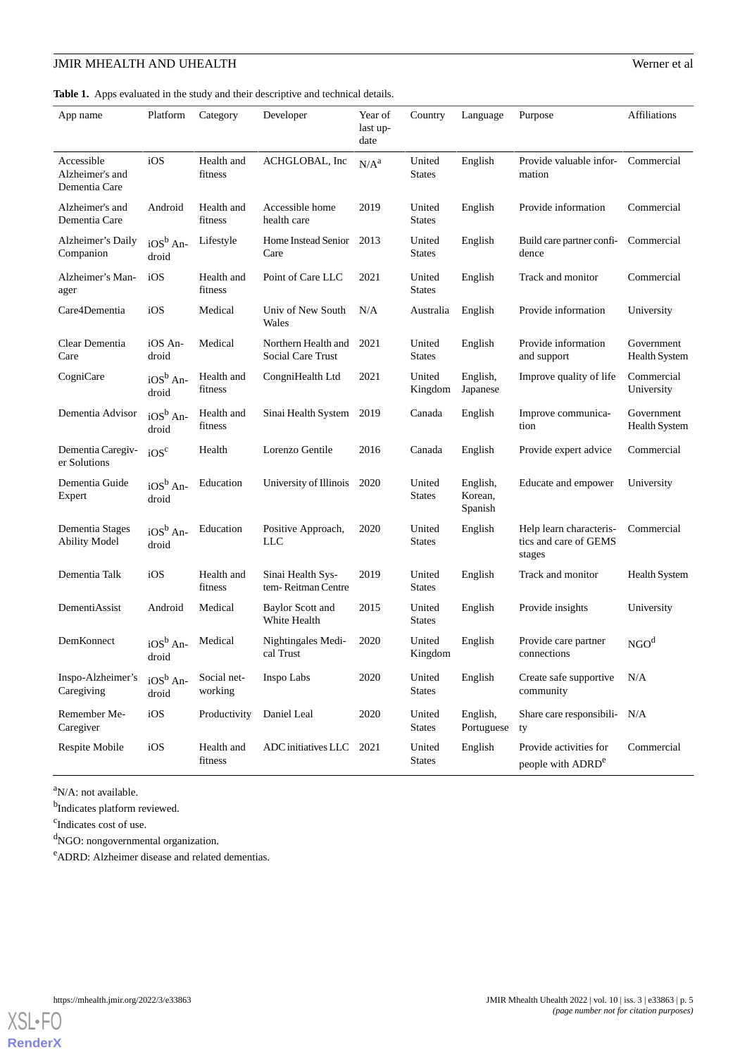**Table 1.** Apps evaluated in the study and their descriptive and technical details.

| App name | Platform | Category | Developer | Year of last update | Country | Language | Purpose | Affiliations |
|---|---|---|---|---|---|---|---|---|
| Accessible Alzheimer's and Dementia Care | iOS | Health and fitness | ACHGLOBAL, Inc | N/A[a] | United States | English | Provide valuable information | Commercial |
| Alzheimer's and Dementia Care | Android | Health and fitness | Accessible home health care | 2019 | United States | English | Provide information | Commercial |
| Alzheimer's Daily Companion | iOS[b] Android | Lifestyle | Home Instead Senior Care | 2013 | United States | English | Build care partner confidence | Commercial |
| Alzheimer's Manager | iOS | Health and fitness | Point of Care LLC | 2021 | United States | English | Track and monitor | Commercial |
| Care4Dementia | iOS | Medical | Univ of New South Wales | N/A | Australia | English | Provide information | University |
| Clear Dementia Care | iOS Android | Medical | Northern Health and Social Care Trust | 2021 | United States | English | Provide information and support | Government Health System |
| CogniCare | iOS[b] Android | Health and fitness | CongniHealth Ltd | 2021 | United Kingdom | English, Japanese | Improve quality of life | Commercial University |
| Dementia Advisor | iOS[b] Android | Health and fitness | Sinai Health System | 2019 | Canada | English | Improve communication | Government Health System |
| Dementia Caregiver Solutions | iOS[c] | Health | Lorenzo Gentile | 2016 | Canada | English | Provide expert advice | Commercial |
| Dementia Guide Expert | iOS[b] Android | Education | University of Illinois | 2020 | United States | English, Korean, Spanish | Educate and empower | University |
| Dementia Stages Ability Model | iOS[b] Android | Education | Positive Approach, LLC | 2020 | United States | English | Help learn characteristics and care of GEMS stages | Commercial |
| Dementia Talk | iOS | Health and fitness | Sinai Health System- Reitman Centre | 2019 | United States | English | Track and monitor | Health System |
| DementiAssist | Android | Medical | Baylor Scott and White Health | 2015 | United States | English | Provide insights | University |
| DemKonnect | iOS[b] Android | Medical | Nightingales Medical Trust | 2020 | United Kingdom | English | Provide care partner connections | NGO[d] |
| Inspo-Alzheimer's Caregiving | iOS[b] Android | Social networking | Inspo Labs | 2020 | United States | English | Create safe supportive community | N/A |
| Remember Me-Caregiver | iOS | Productivity | Daniel Leal | 2020 | United States | English, Portuguese | Share care responsibility | N/A |
| Respite Mobile | iOS | Health and fitness | ADC initiatives LLC | 2021 | United States | English | Provide activities for people with ADRD[e] | Commercial |

[a]N/A: not available.

[b]Indicates platform reviewed.

[c]Indicates cost of use.

[d]NGO: nongovernmental organization.

[e]ADRD: Alzheimer disease and related dementias.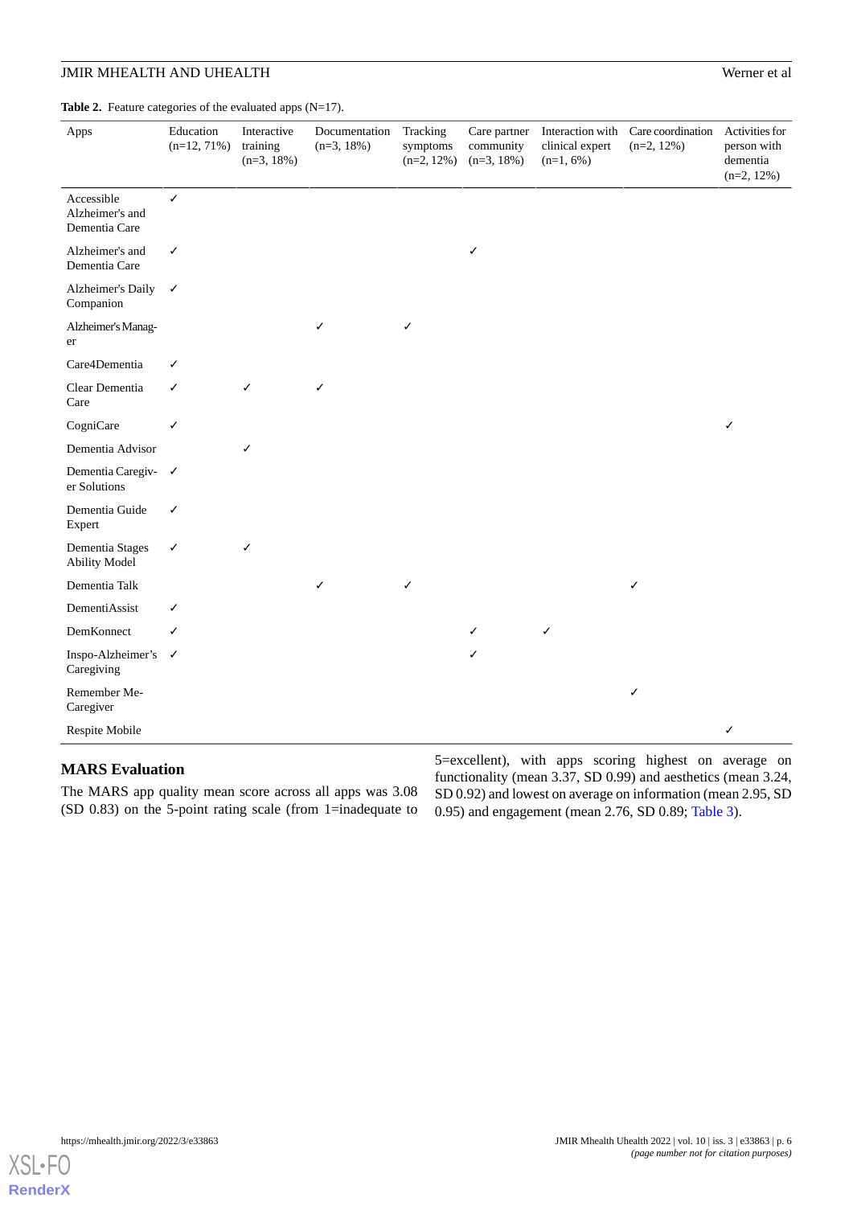**Table 2.** Feature categories of the evaluated apps (N=17).

| Apps | Education (n=12, 71%) | Interactive training (n=3, 18%) | Documentation (n=3, 18%) | Tracking symptoms (n=2, 12%) | Care partner community (n=3, 18%) | Interaction with clinical expert (n=1, 6%) | Care coordination (n=2, 12%) | Activities for person with dementia (n=2, 12%) |
|---|---|---|---|---|---|---|---|---|
| Accessible Alzheimer's and Dementia Care | ✓ | | | | | | | |
| Alzheimer's and Dementia Care | ✓ | | | | ✓ | | | |
| Alzheimer's Daily Companion | ✓ | | | | | | | |
| Alzheimer's Manager | | | ✓ | ✓ | | | | |
| Care4Dementia | ✓ | | | | | | | |
| Clear Dementia Care | ✓ | ✓ | ✓ | | | | | |
| CogniCare | ✓ | | | | | | | ✓ |
| Dementia Advisor | | ✓ | | | | | | |
| Dementia Caregiver Solutions | ✓ | | | | | | | |
| Dementia Guide Expert | ✓ | | | | | | | |
| Dementia Stages Ability Model | ✓ | ✓ | | | | | | |
| Dementia Talk | | | ✓ | ✓ | | | ✓ | |
| DementiAssist | ✓ | | | | | | | |
| DemKonnect | ✓ | | | | ✓ | ✓ | | |
| Inspo-Alzheimer's Caregiving | ✓ | | | | ✓ | | | |
| Remember Me-Caregiver | | | | | | | ✓ | |
| Respite Mobile | | | | | | | | ✓ |

## MARS Evaluation

The MARS app quality mean score across all apps was 3.08 (SD 0.83) on the 5-point rating scale (from 1=inadequate to 5=excellent), with apps scoring highest on average on functionality (mean 3.37, SD 0.99) and aesthetics (mean 3.24, SD 0.92) and lowest on average on information (mean 2.95, SD 0.95) and engagement (mean 2.76, SD 0.89; Table 3).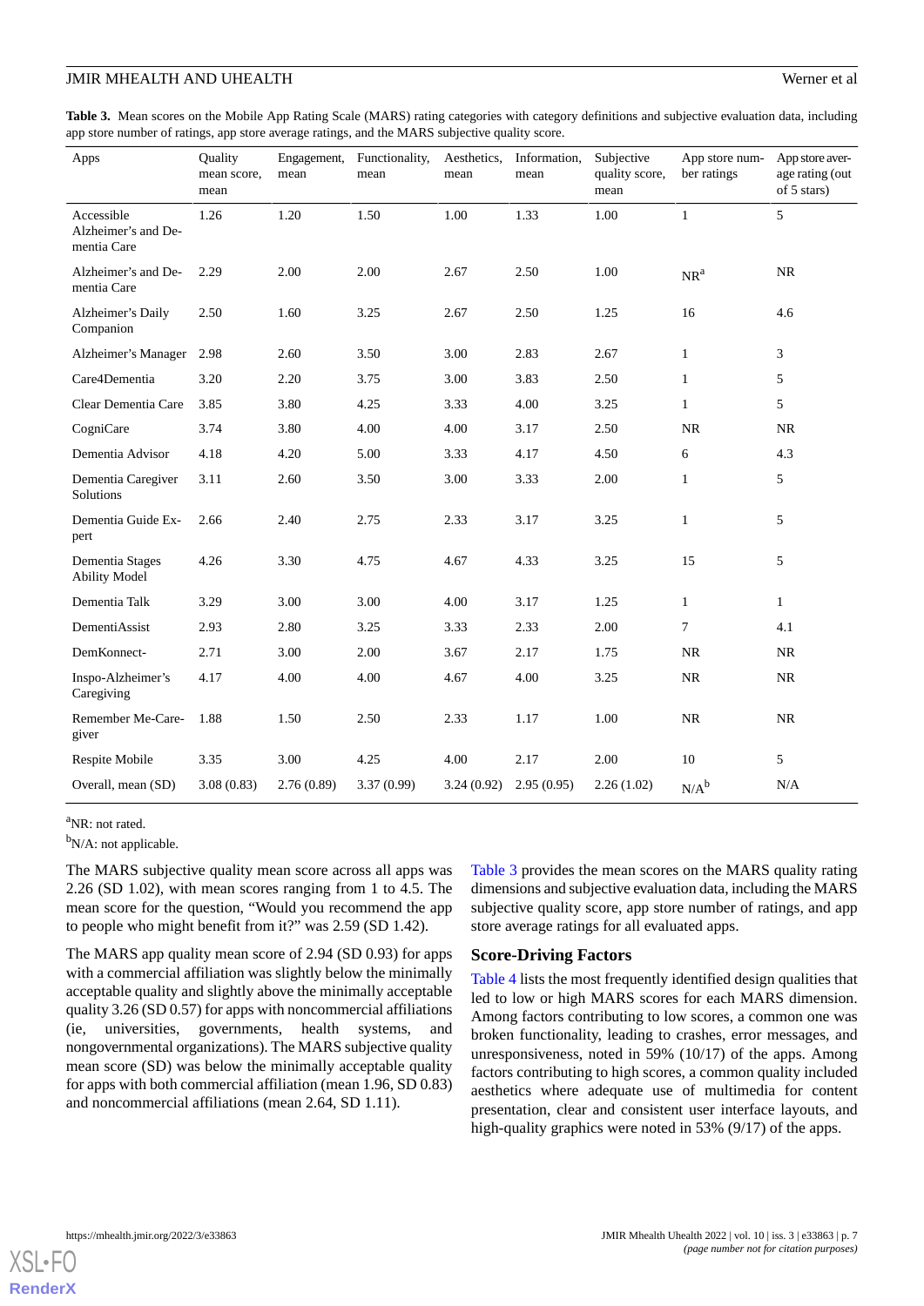**Table 3.** Mean scores on the Mobile App Rating Scale (MARS) rating categories with category definitions and subjective evaluation data, including app store number of ratings, app store average ratings, and the MARS subjective quality score.

| Apps | Quality mean score, mean | Engagement, mean | Functionality, mean | Aesthetics, mean | Information, mean | Subjective quality score, mean | App store number ratings | App store average rating (out of 5 stars) |
|---|---|---|---|---|---|---|---|---|
| Accessible Alzheimer's and Dementia Care | 1.26 | 1.20 | 1.50 | 1.00 | 1.33 | 1.00 | 1 | 5 |
| Alzheimer's and Dementia Care | 2.29 | 2.00 | 2.00 | 2.67 | 2.50 | 1.00 | NR[a] | NR |
| Alzheimer's Daily Companion | 2.50 | 1.60 | 3.25 | 2.67 | 2.50 | 1.25 | 16 | 4.6 |
| Alzheimer's Manager | 2.98 | 2.60 | 3.50 | 3.00 | 2.83 | 2.67 | 1 | 3 |
| Care4Dementia | 3.20 | 2.20 | 3.75 | 3.00 | 3.83 | 2.50 | 1 | 5 |
| Clear Dementia Care | 3.85 | 3.80 | 4.25 | 3.33 | 4.00 | 3.25 | 1 | 5 |
| CogniCare | 3.74 | 3.80 | 4.00 | 4.00 | 3.17 | 2.50 | NR | NR |
| Dementia Advisor | 4.18 | 4.20 | 5.00 | 3.33 | 4.17 | 4.50 | 6 | 4.3 |
| Dementia Caregiver Solutions | 3.11 | 2.60 | 3.50 | 3.00 | 3.33 | 2.00 | 1 | 5 |
| Dementia Guide Expert | 2.66 | 2.40 | 2.75 | 2.33 | 3.17 | 3.25 | 1 | 5 |
| Dementia Stages Ability Model | 4.26 | 3.30 | 4.75 | 4.67 | 4.33 | 3.25 | 15 | 5 |
| Dementia Talk | 3.29 | 3.00 | 3.00 | 4.00 | 3.17 | 1.25 | 1 | 1 |
| DementiAssist | 2.93 | 2.80 | 3.25 | 3.33 | 2.33 | 2.00 | 7 | 4.1 |
| DemKonnect- | 2.71 | 3.00 | 2.00 | 3.67 | 2.17 | 1.75 | NR | NR |
| Inspo-Alzheimer's Caregiving | 4.17 | 4.00 | 4.00 | 4.67 | 4.00 | 3.25 | NR | NR |
| Remember Me-Caregiver | 1.88 | 1.50 | 2.50 | 2.33 | 1.17 | 1.00 | NR | NR |
| Respite Mobile | 3.35 | 3.00 | 4.25 | 4.00 | 2.17 | 2.00 | 10 | 5 |
| Overall, mean (SD) | 3.08 (0.83) | 2.76 (0.89) | 3.37 (0.99) | 3.24 (0.92) | 2.95 (0.95) | 2.26 (1.02) | N/A[b] | N/A |

[a]NR: not rated.

[b]N/A: not applicable.

The MARS subjective quality mean score across all apps was 2.26 (SD 1.02), with mean scores ranging from 1 to 4.5. The mean score for the question, "Would you recommend the app to people who might benefit from it?" was 2.59 (SD 1.42).

The MARS app quality mean score of 2.94 (SD 0.93) for apps with a commercial affiliation was slightly below the minimally acceptable quality and slightly above the minimally acceptable quality 3.26 (SD 0.57) for apps with noncommercial affiliations (ie, universities, governments, health systems, and nongovernmental organizations). The MARS subjective quality mean score (SD) was below the minimally acceptable quality for apps with both commercial affiliation (mean 1.96, SD 0.83) and noncommercial affiliations (mean 2.64, SD 1.11).

Table 3 provides the mean scores on the MARS quality rating dimensions and subjective evaluation data, including the MARS subjective quality score, app store number of ratings, and app store average ratings for all evaluated apps.

### Score-Driving Factors

Table 4 lists the most frequently identified design qualities that led to low or high MARS scores for each MARS dimension. Among factors contributing to low scores, a common one was broken functionality, leading to crashes, error messages, and unresponsiveness, noted in 59% (10/17) of the apps. Among factors contributing to high scores, a common quality included aesthetics where adequate use of multimedia for content presentation, clear and consistent user interface layouts, and high-quality graphics were noted in 53% (9/17) of the apps.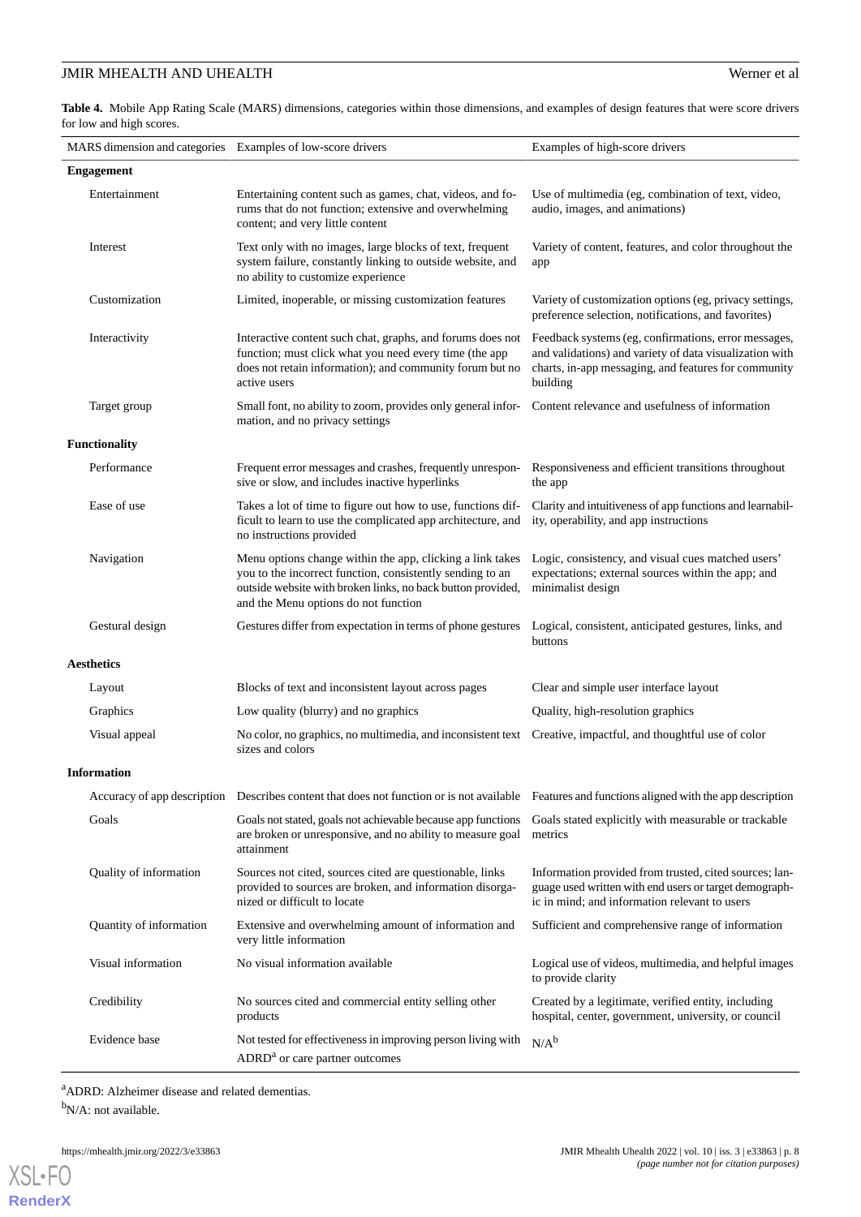**Table 4.** Mobile App Rating Scale (MARS) dimensions, categories within those dimensions, and examples of design features that were score drivers for low and high scores.

| MARS dimension and categories | Examples of low-score drivers | Examples of high-score drivers |
|---|---|---|
| **Engagement** | | |
| Entertainment | Entertaining content such as games, chat, videos, and forums that do not function; extensive and overwhelming content; and very little content | Use of multimedia (eg, combination of text, video, audio, images, and animations) |
| Interest | Text only with no images, large blocks of text, frequent system failure, constantly linking to outside website, and no ability to customize experience | Variety of content, features, and color throughout the app |
| Customization | Limited, inoperable, or missing customization features | Variety of customization options (eg, privacy settings, preference selection, notifications, and favorites) |
| Interactivity | Interactive content such chat, graphs, and forums does not function; must click what you need every time (the app does not retain information); and community forum but no active users | Feedback systems (eg, confirmations, error messages, and validations) and variety of data visualization with charts, in-app messaging, and features for community building |
| Target group | Small font, no ability to zoom, provides only general information, and no privacy settings | Content relevance and usefulness of information |
| **Functionality** | | |
| Performance | Frequent error messages and crashes, frequently unresponsive or slow, and includes inactive hyperlinks | Responsiveness and efficient transitions throughout the app |
| Ease of use | Takes a lot of time to figure out how to use, functions difficult to learn to use the complicated app architecture, and no instructions provided | Clarity and intuitiveness of app functions and learnability, operability, and app instructions |
| Navigation | Menu options change within the app, clicking a link takes you to the incorrect function, consistently sending to an outside website with broken links, no back button provided, and the Menu options do not function | Logic, consistency, and visual cues matched users' expectations; external sources within the app; and minimalist design |
| Gestural design | Gestures differ from expectation in terms of phone gestures | Logical, consistent, anticipated gestures, links, and buttons |
| **Aesthetics** | | |
| Layout | Blocks of text and inconsistent layout across pages | Clear and simple user interface layout |
| Graphics | Low quality (blurry) and no graphics | Quality, high-resolution graphics |
| Visual appeal | No color, no graphics, no multimedia, and inconsistent text sizes and colors | Creative, impactful, and thoughtful use of color |
| **Information** | | |
| Accuracy of app description | Describes content that does not function or is not available | Features and functions aligned with the app description |
| Goals | Goals not stated, goals not achievable because app functions are broken or unresponsive, and no ability to measure goal attainment | Goals stated explicitly with measurable or trackable metrics |
| Quality of information | Sources not cited, sources cited are questionable, links provided to sources are broken, and information disorganized or difficult to locate | Information provided from trusted, cited sources; language used written with end users or target demographic in mind; and information relevant to users |
| Quantity of information | Extensive and overwhelming amount of information and very little information | Sufficient and comprehensive range of information |
| Visual information | No visual information available | Logical use of videos, multimedia, and helpful images to provide clarity |
| Credibility | No sources cited and commercial entity selling other products | Created by a legitimate, verified entity, including hospital, center, government, university, or council |
| Evidence base | Not tested for effectiveness in improving person living with ADRD[a] or care partner outcomes | N/A[b] |

[a]ADRD: Alzheimer disease and related dementias.

[b]N/A: not available.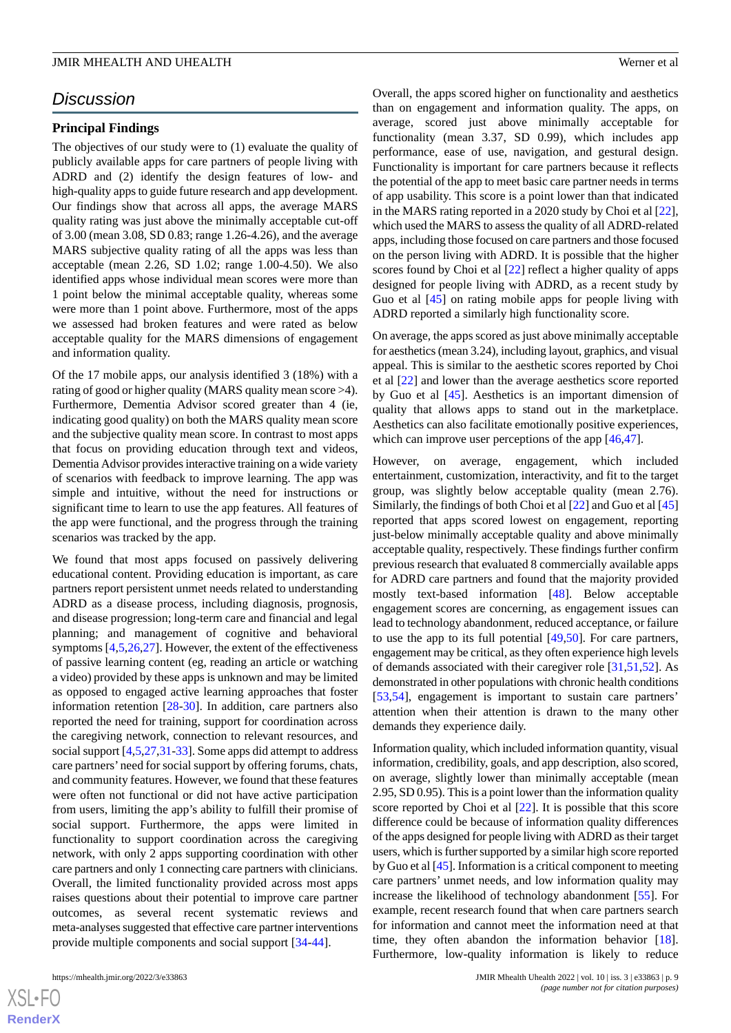## Discussion

### Principal Findings

The objectives of our study were to (1) evaluate the quality of publicly available apps for care partners of people living with ADRD and (2) identify the design features of low- and high-quality apps to guide future research and app development. Our findings show that across all apps, the average MARS quality rating was just above the minimally acceptable cut-off of 3.00 (mean 3.08, SD 0.83; range 1.26-4.26), and the average MARS subjective quality rating of all the apps was less than acceptable (mean 2.26, SD 1.02; range 1.00-4.50). We also identified apps whose individual mean scores were more than 1 point below the minimal acceptable quality, whereas some were more than 1 point above. Furthermore, most of the apps we assessed had broken features and were rated as below acceptable quality for the MARS dimensions of engagement and information quality.

Of the 17 mobile apps, our analysis identified 3 (18%) with a rating of good or higher quality (MARS quality mean score >4). Furthermore, Dementia Advisor scored greater than 4 (ie, indicating good quality) on both the MARS quality mean score and the subjective quality mean score. In contrast to most apps that focus on providing education through text and videos, Dementia Advisor provides interactive training on a wide variety of scenarios with feedback to improve learning. The app was simple and intuitive, without the need for instructions or significant time to learn to use the app features. All features of the app were functional, and the progress through the training scenarios was tracked by the app.

We found that most apps focused on passively delivering educational content. Providing education is important, as care partners report persistent unmet needs related to understanding ADRD as a disease process, including diagnosis, prognosis, and disease progression; long-term care and financial and legal planning; and management of cognitive and behavioral symptoms [4,5,26,27]. However, the extent of the effectiveness of passive learning content (eg, reading an article or watching a video) provided by these apps is unknown and may be limited as opposed to engaged active learning approaches that foster information retention [28-30]. In addition, care partners also reported the need for training, support for coordination across the caregiving network, connection to relevant resources, and social support [4,5,27,31-33]. Some apps did attempt to address care partners' need for social support by offering forums, chats, and community features. However, we found that these features were often not functional or did not have active participation from users, limiting the app's ability to fulfill their promise of social support. Furthermore, the apps were limited in functionality to support coordination across the caregiving network, with only 2 apps supporting coordination with other care partners and only 1 connecting care partners with clinicians. Overall, the limited functionality provided across most apps raises questions about their potential to improve care partner outcomes, as several recent systematic reviews and meta-analyses suggested that effective care partner interventions provide multiple components and social support [34-44].

Overall, the apps scored higher on functionality and aesthetics than on engagement and information quality. The apps, on average, scored just above minimally acceptable for functionality (mean 3.37, SD 0.99), which includes app performance, ease of use, navigation, and gestural design. Functionality is important for care partners because it reflects the potential of the app to meet basic care partner needs in terms of app usability. This score is a point lower than that indicated in the MARS rating reported in a 2020 study by Choi et al [22], which used the MARS to assess the quality of all ADRD-related apps, including those focused on care partners and those focused on the person living with ADRD. It is possible that the higher scores found by Choi et al [22] reflect a higher quality of apps designed for people living with ADRD, as a recent study by Guo et al [45] on rating mobile apps for people living with ADRD reported a similarly high functionality score.

On average, the apps scored as just above minimally acceptable for aesthetics (mean 3.24), including layout, graphics, and visual appeal. This is similar to the aesthetic scores reported by Choi et al [22] and lower than the average aesthetics score reported by Guo et al [45]. Aesthetics is an important dimension of quality that allows apps to stand out in the marketplace. Aesthetics can also facilitate emotionally positive experiences, which can improve user perceptions of the app [46,47].

However, on average, engagement, which included entertainment, customization, interactivity, and fit to the target group, was slightly below acceptable quality (mean 2.76). Similarly, the findings of both Choi et al [22] and Guo et al [45] reported that apps scored lowest on engagement, reporting just-below minimally acceptable quality and above minimally acceptable quality, respectively. These findings further confirm previous research that evaluated 8 commercially available apps for ADRD care partners and found that the majority provided mostly text-based information [48]. Below acceptable engagement scores are concerning, as engagement issues can lead to technology abandonment, reduced acceptance, or failure to use the app to its full potential [49,50]. For care partners, engagement may be critical, as they often experience high levels of demands associated with their caregiver role [31,51,52]. As demonstrated in other populations with chronic health conditions [53,54], engagement is important to sustain care partners' attention when their attention is drawn to the many other demands they experience daily.

Information quality, which included information quantity, visual information, credibility, goals, and app description, also scored, on average, slightly lower than minimally acceptable (mean 2.95, SD 0.95). This is a point lower than the information quality score reported by Choi et al [22]. It is possible that this score difference could be because of information quality differences of the apps designed for people living with ADRD as their target users, which is further supported by a similar high score reported by Guo et al [45]. Information is a critical component to meeting care partners' unmet needs, and low information quality may increase the likelihood of technology abandonment [55]. For example, recent research found that when care partners search for information and cannot meet the information need at that time, they often abandon the information behavior [18]. Furthermore, low-quality information is likely to reduce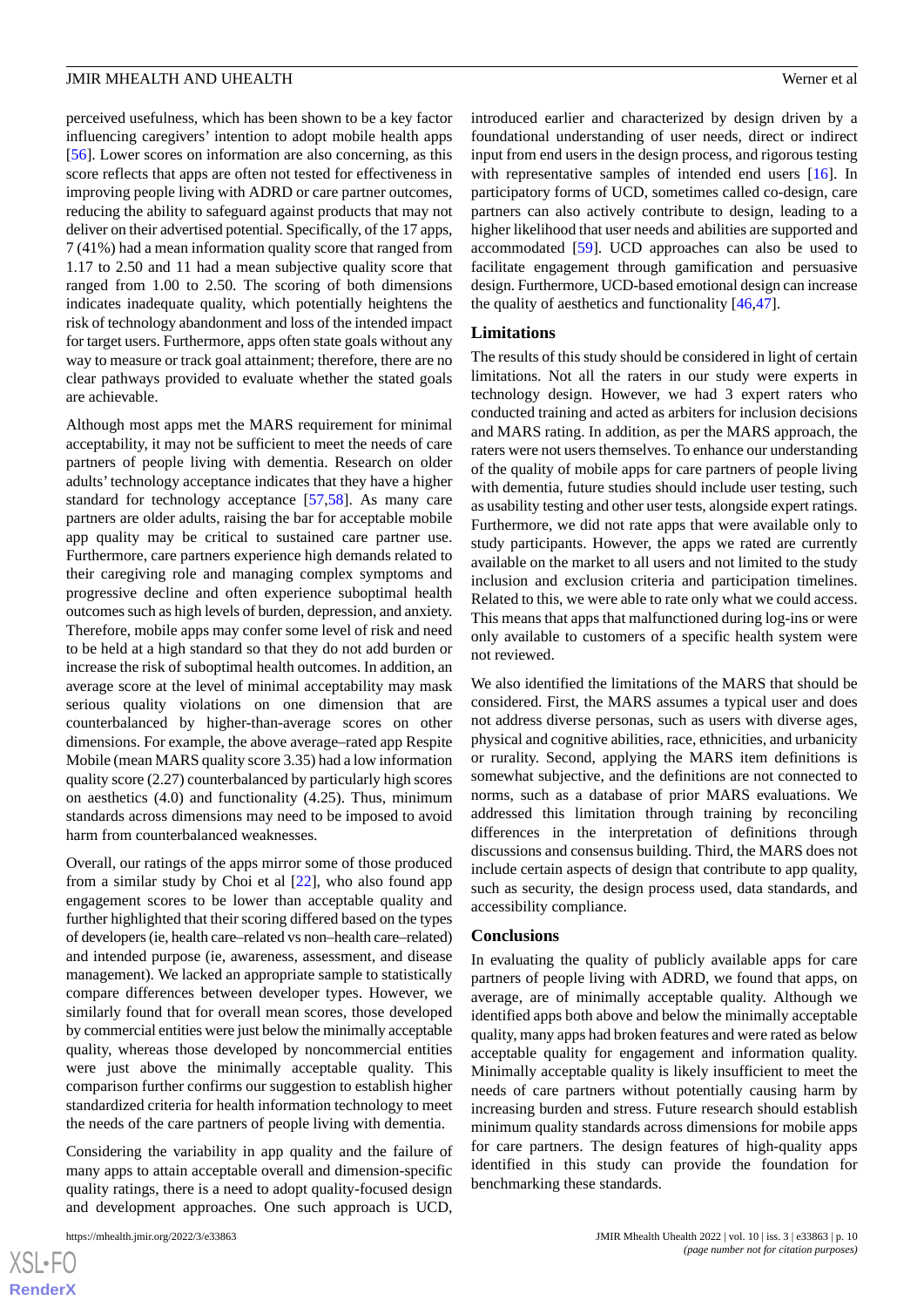perceived usefulness, which has been shown to be a key factor influencing caregivers' intention to adopt mobile health apps [56]. Lower scores on information are also concerning, as this score reflects that apps are often not tested for effectiveness in improving people living with ADRD or care partner outcomes, reducing the ability to safeguard against products that may not deliver on their advertised potential. Specifically, of the 17 apps, 7 (41%) had a mean information quality score that ranged from 1.17 to 2.50 and 11 had a mean subjective quality score that ranged from 1.00 to 2.50. The scoring of both dimensions indicates inadequate quality, which potentially heightens the risk of technology abandonment and loss of the intended impact for target users. Furthermore, apps often state goals without any way to measure or track goal attainment; therefore, there are no clear pathways provided to evaluate whether the stated goals are achievable.

Although most apps met the MARS requirement for minimal acceptability, it may not be sufficient to meet the needs of care partners of people living with dementia. Research on older adults' technology acceptance indicates that they have a higher standard for technology acceptance [57,58]. As many care partners are older adults, raising the bar for acceptable mobile app quality may be critical to sustained care partner use. Furthermore, care partners experience high demands related to their caregiving role and managing complex symptoms and progressive decline and often experience suboptimal health outcomes such as high levels of burden, depression, and anxiety. Therefore, mobile apps may confer some level of risk and need to be held at a high standard so that they do not add burden or increase the risk of suboptimal health outcomes. In addition, an average score at the level of minimal acceptability may mask serious quality violations on one dimension that are counterbalanced by higher-than-average scores on other dimensions. For example, the above average–rated app Respite Mobile (mean MARS quality score 3.35) had a low information quality score (2.27) counterbalanced by particularly high scores on aesthetics (4.0) and functionality (4.25). Thus, minimum standards across dimensions may need to be imposed to avoid harm from counterbalanced weaknesses.

Overall, our ratings of the apps mirror some of those produced from a similar study by Choi et al [22], who also found app engagement scores to be lower than acceptable quality and further highlighted that their scoring differed based on the types of developers (ie, health care–related vs non–health care–related) and intended purpose (ie, awareness, assessment, and disease management). We lacked an appropriate sample to statistically compare differences between developer types. However, we similarly found that for overall mean scores, those developed by commercial entities were just below the minimally acceptable quality, whereas those developed by noncommercial entities were just above the minimally acceptable quality. This comparison further confirms our suggestion to establish higher standardized criteria for health information technology to meet the needs of the care partners of people living with dementia.

Considering the variability in app quality and the failure of many apps to attain acceptable overall and dimension-specific quality ratings, there is a need to adopt quality-focused design and development approaches. One such approach is UCD, introduced earlier and characterized by design driven by a foundational understanding of user needs, direct or indirect input from end users in the design process, and rigorous testing with representative samples of intended end users [16]. In participatory forms of UCD, sometimes called co-design, care partners can also actively contribute to design, leading to a higher likelihood that user needs and abilities are supported and accommodated [59]. UCD approaches can also be used to facilitate engagement through gamification and persuasive design. Furthermore, UCD-based emotional design can increase the quality of aesthetics and functionality [46,47].

### Limitations

The results of this study should be considered in light of certain limitations. Not all the raters in our study were experts in technology design. However, we had 3 expert raters who conducted training and acted as arbiters for inclusion decisions and MARS rating. In addition, as per the MARS approach, the raters were not users themselves. To enhance our understanding of the quality of mobile apps for care partners of people living with dementia, future studies should include user testing, such as usability testing and other user tests, alongside expert ratings. Furthermore, we did not rate apps that were available only to study participants. However, the apps we rated are currently available on the market to all users and not limited to the study inclusion and exclusion criteria and participation timelines. Related to this, we were able to rate only what we could access. This means that apps that malfunctioned during log-ins or were only available to customers of a specific health system were not reviewed.

We also identified the limitations of the MARS that should be considered. First, the MARS assumes a typical user and does not address diverse personas, such as users with diverse ages, physical and cognitive abilities, race, ethnicities, and urbanicity or rurality. Second, applying the MARS item definitions is somewhat subjective, and the definitions are not connected to norms, such as a database of prior MARS evaluations. We addressed this limitation through training by reconciling differences in the interpretation of definitions through discussions and consensus building. Third, the MARS does not include certain aspects of design that contribute to app quality, such as security, the design process used, data standards, and accessibility compliance.

### Conclusions

In evaluating the quality of publicly available apps for care partners of people living with ADRD, we found that apps, on average, are of minimally acceptable quality. Although we identified apps both above and below the minimally acceptable quality, many apps had broken features and were rated as below acceptable quality for engagement and information quality. Minimally acceptable quality is likely insufficient to meet the needs of care partners without potentially causing harm by increasing burden and stress. Future research should establish minimum quality standards across dimensions for mobile apps for care partners. The design features of high-quality apps identified in this study can provide the foundation for benchmarking these standards.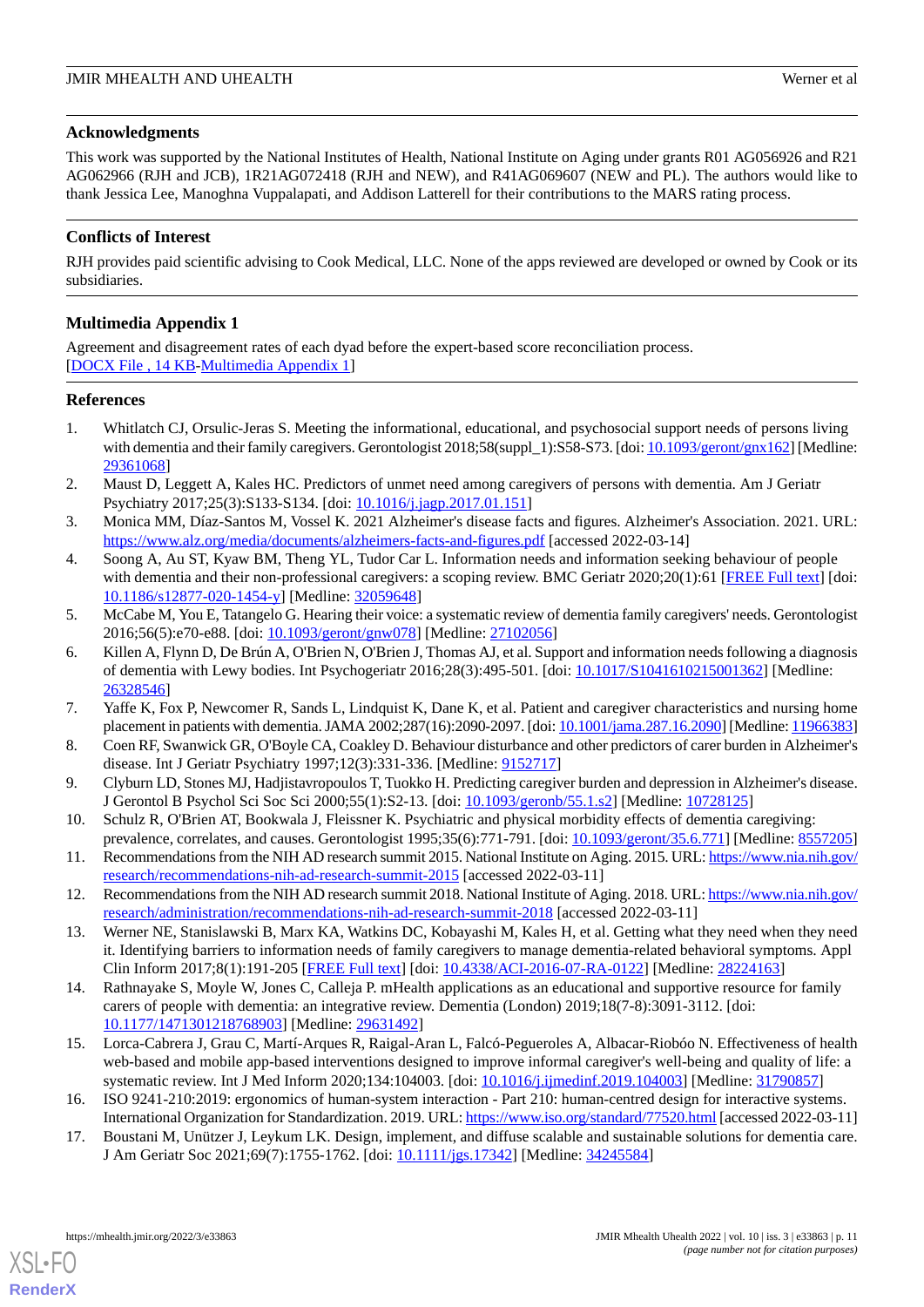## Acknowledgments

This work was supported by the National Institutes of Health, National Institute on Aging under grants R01 AG056926 and R21 AG062966 (RJH and JCB), 1R21AG072418 (RJH and NEW), and R41AG069607 (NEW and PL). The authors would like to thank Jessica Lee, Manoghna Vuppalapati, and Addison Latterell for their contributions to the MARS rating process.

## Conflicts of Interest

RJH provides paid scientific advising to Cook Medical, LLC. None of the apps reviewed are developed or owned by Cook or its subsidiaries.

## Multimedia Appendix 1

Agreement and disagreement rates of each dyad before the expert-based score reconciliation process.
[DOCX File , 14 KB-Multimedia Appendix 1]

## References

1. Whitlatch CJ, Orsulic-Jeras S. Meeting the informational, educational, and psychosocial support needs of persons living with dementia and their family caregivers. Gerontologist 2018;58(suppl_1):S58-S73. [doi: 10.1093/geront/gnx162] [Medline: 29361068]
2. Maust D, Leggett A, Kales HC. Predictors of unmet need among caregivers of persons with dementia. Am J Geriatr Psychiatry 2017;25(3):S133-S134. [doi: 10.1016/j.jagp.2017.01.151]
3. Monica MM, Díaz-Santos M, Vossel K. 2021 Alzheimer's disease facts and figures. Alzheimer's Association. 2021. URL: https://www.alz.org/media/documents/alzheimers-facts-and-figures.pdf [accessed 2022-03-14]
4. Soong A, Au ST, Kyaw BM, Theng YL, Tudor Car L. Information needs and information seeking behaviour of people with dementia and their non-professional caregivers: a scoping review. BMC Geriatr 2020;20(1):61 [FREE Full text] [doi: 10.1186/s12877-020-1454-y] [Medline: 32059648]
5. McCabe M, You E, Tatangelo G. Hearing their voice: a systematic review of dementia family caregivers' needs. Gerontologist 2016;56(5):e70-e88. [doi: 10.1093/geront/gnw078] [Medline: 27102056]
6. Killen A, Flynn D, De Brún A, O'Brien N, O'Brien J, Thomas AJ, et al. Support and information needs following a diagnosis of dementia with Lewy bodies. Int Psychogeriatr 2016;28(3):495-501. [doi: 10.1017/S1041610215001362] [Medline: 26328546]
7. Yaffe K, Fox P, Newcomer R, Sands L, Lindquist K, Dane K, et al. Patient and caregiver characteristics and nursing home placement in patients with dementia. JAMA 2002;287(16):2090-2097. [doi: 10.1001/jama.287.16.2090] [Medline: 11966383]
8. Coen RF, Swanwick GR, O'Boyle CA, Coakley D. Behaviour disturbance and other predictors of carer burden in Alzheimer's disease. Int J Geriatr Psychiatry 1997;12(3):331-336. [Medline: 9152717]
9. Clyburn LD, Stones MJ, Hadjistavropoulos T, Tuokko H. Predicting caregiver burden and depression in Alzheimer's disease. J Gerontol B Psychol Sci Soc Sci 2000;55(1):S2-13. [doi: 10.1093/geronb/55.1.s2] [Medline: 10728125]
10. Schulz R, O'Brien AT, Bookwala J, Fleissner K. Psychiatric and physical morbidity effects of dementia caregiving: prevalence, correlates, and causes. Gerontologist 1995;35(6):771-791. [doi: 10.1093/geront/35.6.771] [Medline: 8557205]
11. Recommendations from the NIH AD research summit 2015. National Institute on Aging. 2015. URL: https://www.nia.nih.gov/research/recommendations-nih-ad-research-summit-2015 [accessed 2022-03-11]
12. Recommendations from the NIH AD research summit 2018. National Institute of Aging. 2018. URL: https://www.nia.nih.gov/research/administration/recommendations-nih-ad-research-summit-2018 [accessed 2022-03-11]
13. Werner NE, Stanislawski B, Marx KA, Watkins DC, Kobayashi M, Kales H, et al. Getting what they need when they need it. Identifying barriers to information needs of family caregivers to manage dementia-related behavioral symptoms. Appl Clin Inform 2017;8(1):191-205 [FREE Full text] [doi: 10.4338/ACI-2016-07-RA-0122] [Medline: 28224163]
14. Rathnayake S, Moyle W, Jones C, Calleja P. mHealth applications as an educational and supportive resource for family carers of people with dementia: an integrative review. Dementia (London) 2019;18(7-8):3091-3112. [doi: 10.1177/1471301218768903] [Medline: 29631492]
15. Lorca-Cabrera J, Grau C, Martí-Arques R, Raigal-Aran L, Falcó-Pegueroles A, Albacar-Riobóo N. Effectiveness of health web-based and mobile app-based interventions designed to improve informal caregiver's well-being and quality of life: a systematic review. Int J Med Inform 2020;134:104003. [doi: 10.1016/j.ijmedinf.2019.104003] [Medline: 31790857]
16. ISO 9241-210:2019: ergonomics of human-system interaction - Part 210: human-centred design for interactive systems. International Organization for Standardization. 2019. URL: https://www.iso.org/standard/77520.html [accessed 2022-03-11]
17. Boustani M, Unützer J, Leykum LK. Design, implement, and diffuse scalable and sustainable solutions for dementia care. J Am Geriatr Soc 2021;69(7):1755-1762. [doi: 10.1111/jgs.17342] [Medline: 34245584]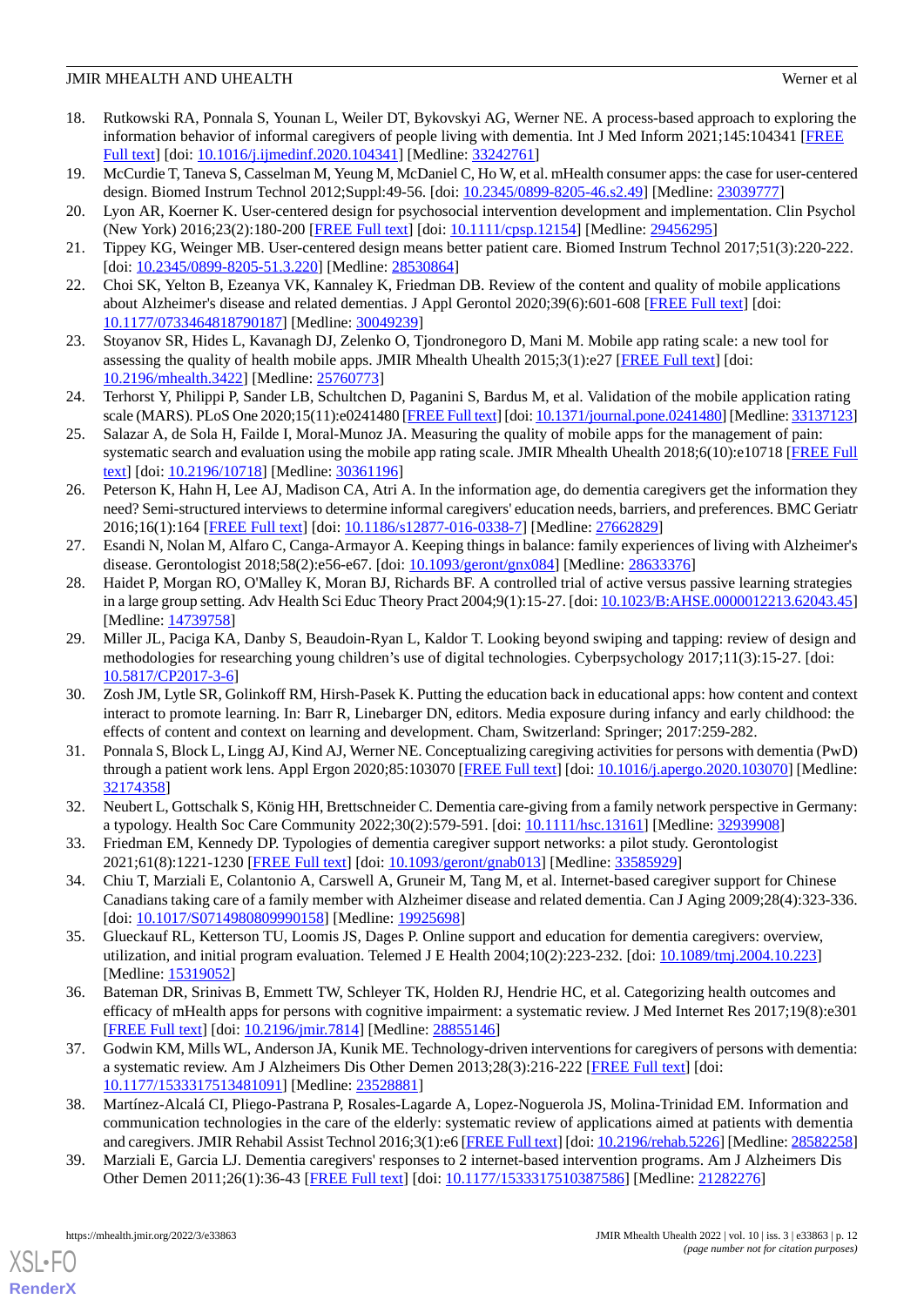18. Rutkowski RA, Ponnala S, Younan L, Weiler DT, Bykovskyi AG, Werner NE. A process-based approach to exploring the information behavior of informal caregivers of people living with dementia. Int J Med Inform 2021;145:104341 [FREE Full text] [doi: 10.1016/j.ijmedinf.2020.104341] [Medline: 33242761]
19. McCurdie T, Taneva S, Casselman M, Yeung M, McDaniel C, Ho W, et al. mHealth consumer apps: the case for user-centered design. Biomed Instrum Technol 2012;Suppl:49-56. [doi: 10.2345/0899-8205-46.s2.49] [Medline: 23039777]
20. Lyon AR, Koerner K. User-centered design for psychosocial intervention development and implementation. Clin Psychol (New York) 2016;23(2):180-200 [FREE Full text] [doi: 10.1111/cpsp.12154] [Medline: 29456295]
21. Tippey KG, Weinger MB. User-centered design means better patient care. Biomed Instrum Technol 2017;51(3):220-222. [doi: 10.2345/0899-8205-51.3.220] [Medline: 28530864]
22. Choi SK, Yelton B, Ezeanya VK, Kannaley K, Friedman DB. Review of the content and quality of mobile applications about Alzheimer's disease and related dementias. J Appl Gerontol 2020;39(6):601-608 [FREE Full text] [doi: 10.1177/0733464818790187] [Medline: 30049239]
23. Stoyanov SR, Hides L, Kavanagh DJ, Zelenko O, Tjondronegoro D, Mani M. Mobile app rating scale: a new tool for assessing the quality of health mobile apps. JMIR Mhealth Uhealth 2015;3(1):e27 [FREE Full text] [doi: 10.2196/mhealth.3422] [Medline: 25760773]
24. Terhorst Y, Philippi P, Sander LB, Schultchen D, Paganini S, Bardus M, et al. Validation of the mobile application rating scale (MARS). PLoS One 2020;15(11):e0241480 [FREE Full text] [doi: 10.1371/journal.pone.0241480] [Medline: 33137123]
25. Salazar A, de Sola H, Failde I, Moral-Munoz JA. Measuring the quality of mobile apps for the management of pain: systematic search and evaluation using the mobile app rating scale. JMIR Mhealth Uhealth 2018;6(10):e10718 [FREE Full text] [doi: 10.2196/10718] [Medline: 30361196]
26. Peterson K, Hahn H, Lee AJ, Madison CA, Atri A. In the information age, do dementia caregivers get the information they need? Semi-structured interviews to determine informal caregivers' education needs, barriers, and preferences. BMC Geriatr 2016;16(1):164 [FREE Full text] [doi: 10.1186/s12877-016-0338-7] [Medline: 27662829]
27. Esandi N, Nolan M, Alfaro C, Canga-Armayor A. Keeping things in balance: family experiences of living with Alzheimer's disease. Gerontologist 2018;58(2):e56-e67. [doi: 10.1093/geront/gnx084] [Medline: 28633376]
28. Haidet P, Morgan RO, O'Malley K, Moran BJ, Richards BF. A controlled trial of active versus passive learning strategies in a large group setting. Adv Health Sci Educ Theory Pract 2004;9(1):15-27. [doi: 10.1023/B:AHSE.0000012213.62043.45] [Medline: 14739758]
29. Miller JL, Paciga KA, Danby S, Beaudoin-Ryan L, Kaldor T. Looking beyond swiping and tapping: review of design and methodologies for researching young children's use of digital technologies. Cyberpsychology 2017;11(3):15-27. [doi: 10.5817/CP2017-3-6]
30. Zosh JM, Lytle SR, Golinkoff RM, Hirsh-Pasek K. Putting the education back in educational apps: how content and context interact to promote learning. In: Barr R, Linebarger DN, editors. Media exposure during infancy and early childhood: the effects of content and context on learning and development. Cham, Switzerland: Springer; 2017:259-282.
31. Ponnala S, Block L, Lingg AJ, Kind AJ, Werner NE. Conceptualizing caregiving activities for persons with dementia (PwD) through a patient work lens. Appl Ergon 2020;85:103070 [FREE Full text] [doi: 10.1016/j.apergo.2020.103070] [Medline: 32174358]
32. Neubert L, Gottschalk S, König HH, Brettschneider C. Dementia care-giving from a family network perspective in Germany: a typology. Health Soc Care Community 2022;30(2):579-591. [doi: 10.1111/hsc.13161] [Medline: 32939908]
33. Friedman EM, Kennedy DP. Typologies of dementia caregiver support networks: a pilot study. Gerontologist 2021;61(8):1221-1230 [FREE Full text] [doi: 10.1093/geront/gnab013] [Medline: 33585929]
34. Chiu T, Marziali E, Colantonio A, Carswell A, Gruneir M, Tang M, et al. Internet-based caregiver support for Chinese Canadians taking care of a family member with Alzheimer disease and related dementia. Can J Aging 2009;28(4):323-336. [doi: 10.1017/S0714980809990158] [Medline: 19925698]
35. Glueckauf RL, Ketterson TU, Loomis JS, Dages P. Online support and education for dementia caregivers: overview, utilization, and initial program evaluation. Telemed J E Health 2004;10(2):223-232. [doi: 10.1089/tmj.2004.10.223] [Medline: 15319052]
36. Bateman DR, Srinivas B, Emmett TW, Schleyer TK, Holden RJ, Hendrie HC, et al. Categorizing health outcomes and efficacy of mHealth apps for persons with cognitive impairment: a systematic review. J Med Internet Res 2017;19(8):e301 [FREE Full text] [doi: 10.2196/jmir.7814] [Medline: 28855146]
37. Godwin KM, Mills WL, Anderson JA, Kunik ME. Technology-driven interventions for caregivers of persons with dementia: a systematic review. Am J Alzheimers Dis Other Demen 2013;28(3):216-222 [FREE Full text] [doi: 10.1177/1533317513481091] [Medline: 23528881]
38. Martínez-Alcalá CI, Pliego-Pastrana P, Rosales-Lagarde A, Lopez-Noguerola JS, Molina-Trinidad EM. Information and communication technologies in the care of the elderly: systematic review of applications aimed at patients with dementia and caregivers. JMIR Rehabil Assist Technol 2016;3(1):e6 [FREE Full text] [doi: 10.2196/rehab.5226] [Medline: 28582258]
39. Marziali E, Garcia LJ. Dementia caregivers' responses to 2 internet-based intervention programs. Am J Alzheimers Dis Other Demen 2011;26(1):36-43 [FREE Full text] [doi: 10.1177/1533317510387586] [Medline: 21282276]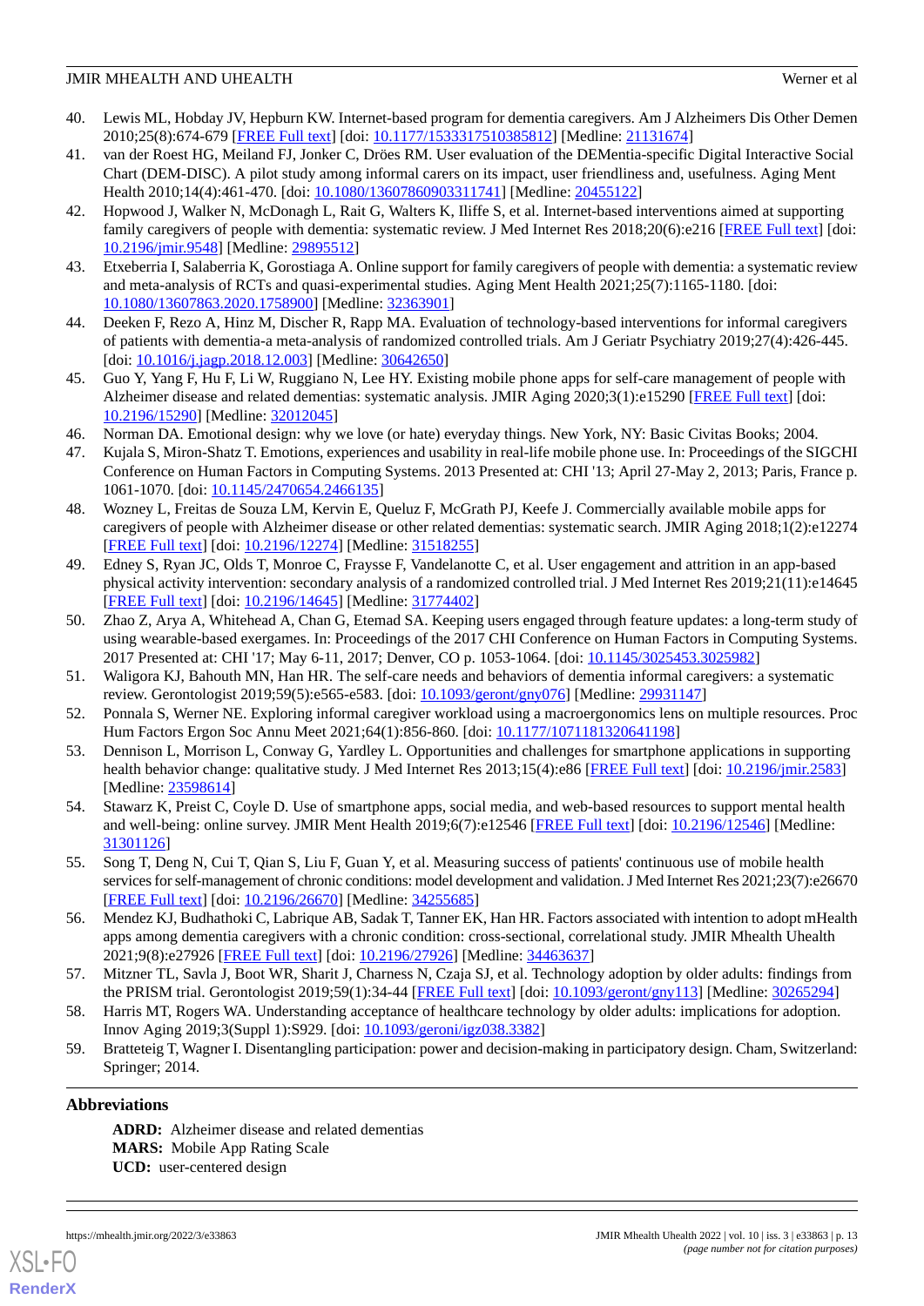40. Lewis ML, Hobday JV, Hepburn KW. Internet-based program for dementia caregivers. Am J Alzheimers Dis Other Demen 2010;25(8):674-679 [FREE Full text] [doi: 10.1177/1533317510385812] [Medline: 21131674]
41. van der Roest HG, Meiland FJ, Jonker C, Dröes RM. User evaluation of the DEMentia-specific Digital Interactive Social Chart (DEM-DISC). A pilot study among informal carers on its impact, user friendliness and, usefulness. Aging Ment Health 2010;14(4):461-470. [doi: 10.1080/13607860903311741] [Medline: 20455122]
42. Hopwood J, Walker N, McDonagh L, Rait G, Walters K, Iliffe S, et al. Internet-based interventions aimed at supporting family caregivers of people with dementia: systematic review. J Med Internet Res 2018;20(6):e216 [FREE Full text] [doi: 10.2196/jmir.9548] [Medline: 29895512]
43. Etxeberria I, Salaberria K, Gorostiaga A. Online support for family caregivers of people with dementia: a systematic review and meta-analysis of RCTs and quasi-experimental studies. Aging Ment Health 2021;25(7):1165-1180. [doi: 10.1080/13607863.2020.1758900] [Medline: 32363901]
44. Deeken F, Rezo A, Hinz M, Discher R, Rapp MA. Evaluation of technology-based interventions for informal caregivers of patients with dementia-a meta-analysis of randomized controlled trials. Am J Geriatr Psychiatry 2019;27(4):426-445. [doi: 10.1016/j.jagp.2018.12.003] [Medline: 30642650]
45. Guo Y, Yang F, Hu F, Li W, Ruggiano N, Lee HY. Existing mobile phone apps for self-care management of people with Alzheimer disease and related dementias: systematic analysis. JMIR Aging 2020;3(1):e15290 [FREE Full text] [doi: 10.2196/15290] [Medline: 32012045]
46. Norman DA. Emotional design: why we love (or hate) everyday things. New York, NY: Basic Civitas Books; 2004.
47. Kujala S, Miron-Shatz T. Emotions, experiences and usability in real-life mobile phone use. In: Proceedings of the SIGCHI Conference on Human Factors in Computing Systems. 2013 Presented at: CHI '13; April 27-May 2, 2013; Paris, France p. 1061-1070. [doi: 10.1145/2470654.2466135]
48. Wozney L, Freitas de Souza LM, Kervin E, Queluz F, McGrath PJ, Keefe J. Commercially available mobile apps for caregivers of people with Alzheimer disease or other related dementias: systematic search. JMIR Aging 2018;1(2):e12274 [FREE Full text] [doi: 10.2196/12274] [Medline: 31518255]
49. Edney S, Ryan JC, Olds T, Monroe C, Fraysse F, Vandelanotte C, et al. User engagement and attrition in an app-based physical activity intervention: secondary analysis of a randomized controlled trial. J Med Internet Res 2019;21(11):e14645 [FREE Full text] [doi: 10.2196/14645] [Medline: 31774402]
50. Zhao Z, Arya A, Whitehead A, Chan G, Etemad SA. Keeping users engaged through feature updates: a long-term study of using wearable-based exergames. In: Proceedings of the 2017 CHI Conference on Human Factors in Computing Systems. 2017 Presented at: CHI '17; May 6-11, 2017; Denver, CO p. 1053-1064. [doi: 10.1145/3025453.3025982]
51. Waligora KJ, Bahouth MN, Han HR. The self-care needs and behaviors of dementia informal caregivers: a systematic review. Gerontologist 2019;59(5):e565-e583. [doi: 10.1093/geront/gny076] [Medline: 29931147]
52. Ponnala S, Werner NE. Exploring informal caregiver workload using a macroergonomics lens on multiple resources. Proc Hum Factors Ergon Soc Annu Meet 2021;64(1):856-860. [doi: 10.1177/1071181320641198]
53. Dennison L, Morrison L, Conway G, Yardley L. Opportunities and challenges for smartphone applications in supporting health behavior change: qualitative study. J Med Internet Res 2013;15(4):e86 [FREE Full text] [doi: 10.2196/jmir.2583] [Medline: 23598614]
54. Stawarz K, Preist C, Coyle D. Use of smartphone apps, social media, and web-based resources to support mental health and well-being: online survey. JMIR Ment Health 2019;6(7):e12546 [FREE Full text] [doi: 10.2196/12546] [Medline: 31301126]
55. Song T, Deng N, Cui T, Qian S, Liu F, Guan Y, et al. Measuring success of patients' continuous use of mobile health services for self-management of chronic conditions: model development and validation. J Med Internet Res 2021;23(7):e26670 [FREE Full text] [doi: 10.2196/26670] [Medline: 34255685]
56. Mendez KJ, Budhathoki C, Labrique AB, Sadak T, Tanner EK, Han HR. Factors associated with intention to adopt mHealth apps among dementia caregivers with a chronic condition: cross-sectional, correlational study. JMIR Mhealth Uhealth 2021;9(8):e27926 [FREE Full text] [doi: 10.2196/27926] [Medline: 34463637]
57. Mitzner TL, Savla J, Boot WR, Sharit J, Charness N, Czaja SJ, et al. Technology adoption by older adults: findings from the PRISM trial. Gerontologist 2019;59(1):34-44 [FREE Full text] [doi: 10.1093/geront/gny113] [Medline: 30265294]
58. Harris MT, Rogers WA. Understanding acceptance of healthcare technology by older adults: implications for adoption. Innov Aging 2019;3(Suppl 1):S929. [doi: 10.1093/geroni/igz038.3382]
59. Bratteteig T, Wagner I. Disentangling participation: power and decision-making in participatory design. Cham, Switzerland: Springer; 2014.

## Abbreviations

**ADRD:** Alzheimer disease and related dementias
**MARS:** Mobile App Rating Scale
**UCD:** user-centered design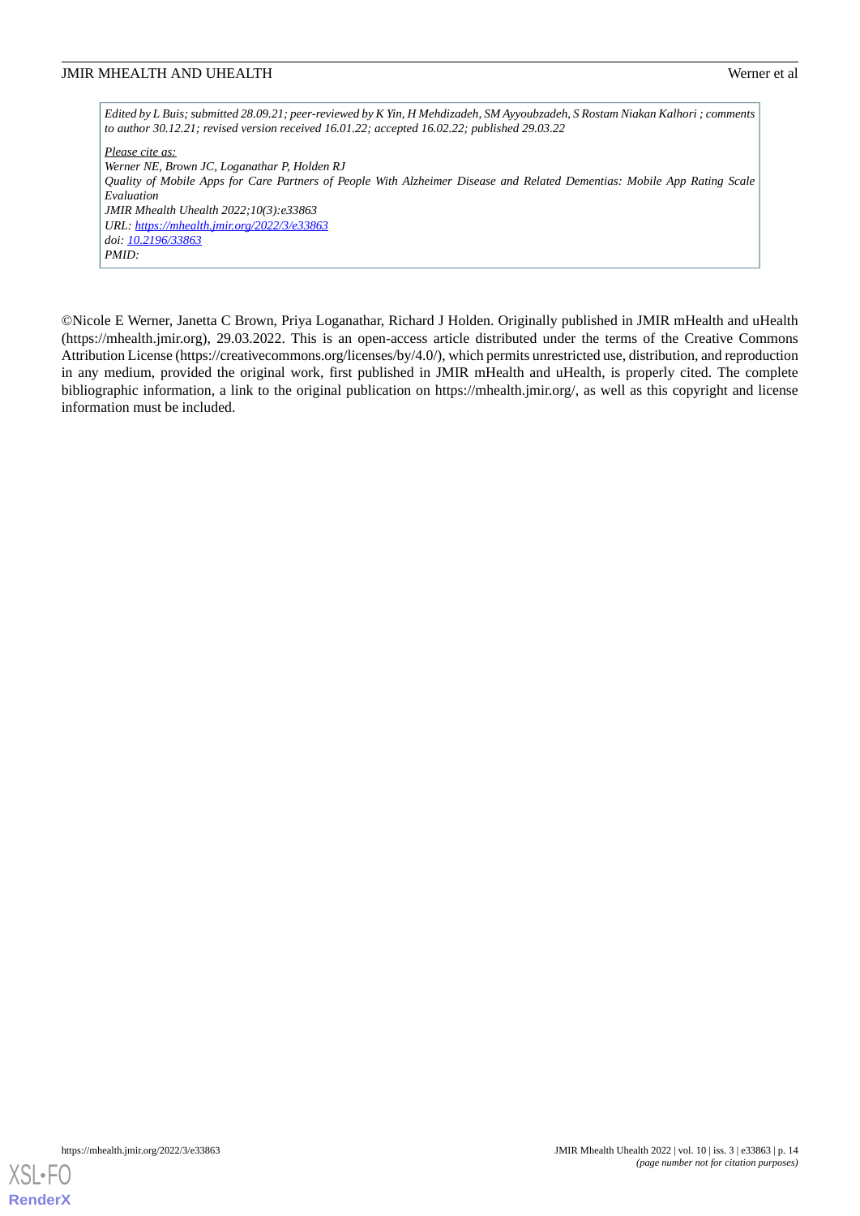*Edited by L Buis; submitted 28.09.21; peer-reviewed by K Yin, H Mehdizadeh, SM Ayyoubzadeh, S Rostam Niakan Kalhori ; comments to author 30.12.21; revised version received 16.01.22; accepted 16.02.22; published 29.03.22*

*Please cite as:*
*Werner NE, Brown JC, Loganathar P, Holden RJ*
*Quality of Mobile Apps for Care Partners of People With Alzheimer Disease and Related Dementias: Mobile App Rating Scale Evaluation*
*JMIR Mhealth Uhealth 2022;10(3):e33863*
*URL: [https://mhealth.jmir.org/2022/3/e33863](https://mhealth.jmir.org/2022/3/e33863)*
*doi: [10.2196/33863](10.2196/33863)*
*PMID:*

©Nicole E Werner, Janetta C Brown, Priya Loganathar, Richard J Holden. Originally published in JMIR mHealth and uHealth (https://mhealth.jmir.org), 29.03.2022. This is an open-access article distributed under the terms of the Creative Commons Attribution License (https://creativecommons.org/licenses/by/4.0/), which permits unrestricted use, distribution, and reproduction in any medium, provided the original work, first published in JMIR mHealth and uHealth, is properly cited. The complete bibliographic information, a link to the original publication on https://mhealth.jmir.org/, as well as this copyright and license information must be included.